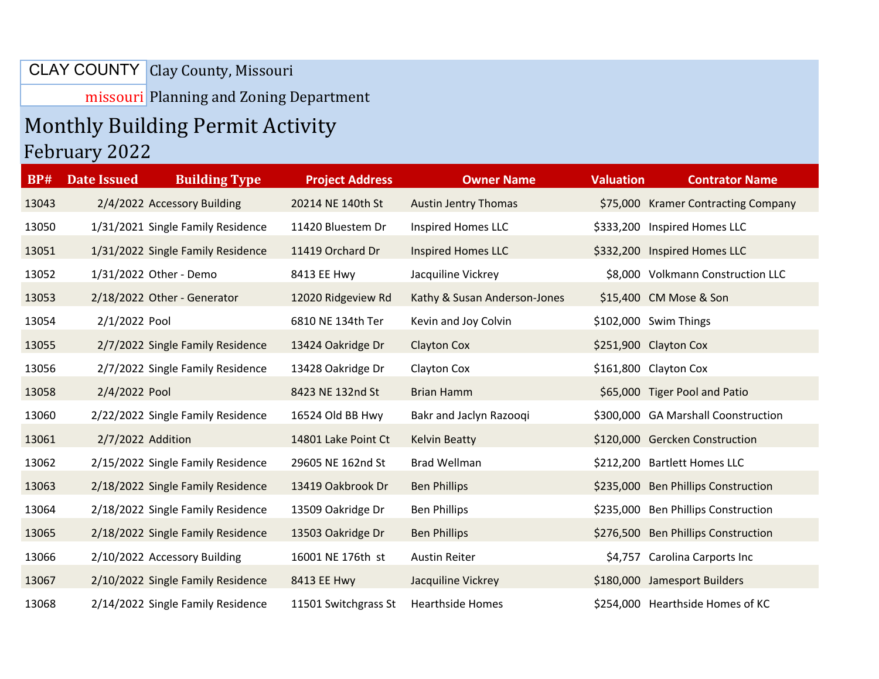CLAY COUNTY missouri

Clay County, Missouri

Planning and Zoning Department

# Monthly Building Permit Activity

## February 2022

| BP# | Date Issued | Building Type | Project Address | Owner Name | Valuation | Contrator Name |
|---|---|---|---|---|---|---|
| 13043 | 2/4/2022 | Accessory Building | 20214 NE 140th St | Austin Jentry Thomas | $75,000 | Kramer Contracting Company |
| 13050 | 1/31/2021 | Single Family Residence | 11420 Bluestem Dr | Inspired Homes LLC | $333,200 | Inspired Homes LLC |
| 13051 | 1/31/2022 | Single Family Residence | 11419 Orchard Dr | Inspired Homes LLC | $332,200 | Inspired Homes LLC |
| 13052 | 1/31/2022 | Other - Demo | 8413 EE Hwy | Jacquiline Vickrey | $8,000 | Volkmann Construction LLC |
| 13053 | 2/18/2022 | Other - Generator | 12020 Ridgeview Rd | Kathy & Susan Anderson-Jones | $15,400 | CM Mose & Son |
| 13054 | 2/1/2022 | Pool | 6810 NE 134th Ter | Kevin and Joy Colvin | $102,000 | Swim Things |
| 13055 | 2/7/2022 | Single Family Residence | 13424 Oakridge Dr | Clayton Cox | $251,900 | Clayton Cox |
| 13056 | 2/7/2022 | Single Family Residence | 13428 Oakridge Dr | Clayton Cox | $161,800 | Clayton Cox |
| 13058 | 2/4/2022 | Pool | 8423 NE 132nd St | Brian Hamm | $65,000 | Tiger Pool and Patio |
| 13060 | 2/22/2022 | Single Family Residence | 16524 Old BB Hwy | Bakr and Jaclyn Razooqi | $300,000 | GA Marshall Coonstruction |
| 13061 | 2/7/2022 | Addition | 14801 Lake Point Ct | Kelvin Beatty | $120,000 | Gercken Construction |
| 13062 | 2/15/2022 | Single Family Residence | 29605 NE 162nd St | Brad Wellman | $212,200 | Bartlett Homes LLC |
| 13063 | 2/18/2022 | Single Family Residence | 13419 Oakbrook Dr | Ben Phillips | $235,000 | Ben Phillips Construction |
| 13064 | 2/18/2022 | Single Family Residence | 13509 Oakridge Dr | Ben Phillips | $235,000 | Ben Phillips Construction |
| 13065 | 2/18/2022 | Single Family Residence | 13503 Oakridge Dr | Ben Phillips | $276,500 | Ben Phillips Construction |
| 13066 | 2/10/2022 | Accessory Building | 16001 NE 176th st | Austin Reiter | $4,757 | Carolina Carports Inc |
| 13067 | 2/10/2022 | Single Family Residence | 8413 EE Hwy | Jacquiline Vickrey | $180,000 | Jamesport Builders |
| 13068 | 2/14/2022 | Single Family Residence | 11501 Switchgrass St | Hearthside Homes | $254,000 | Hearthside Homes of KC |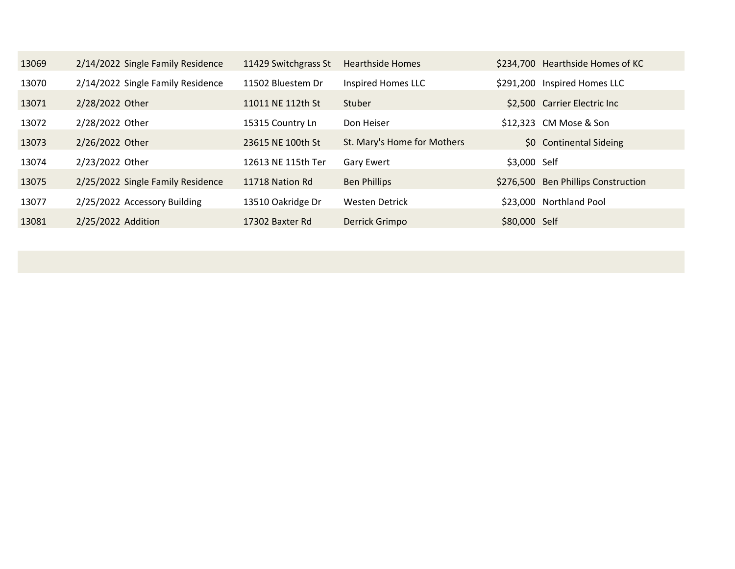| | | | | | | |
|---|---|---|---|---|---|---|
| 13069 | 2/14/2022 | Single Family Residence | 11429 Switchgrass St | Hearthside Homes | $234,700 | Hearthside Homes of KC |
| 13070 | 2/14/2022 | Single Family Residence | 11502 Bluestem Dr | Inspired Homes LLC | $291,200 | Inspired Homes LLC |
| 13071 | 2/28/2022 | Other | 11011 NE 112th St | Stuber | $2,500 | Carrier Electric Inc |
| 13072 | 2/28/2022 | Other | 15315 Country Ln | Don Heiser | $12,323 | CM Mose & Son |
| 13073 | 2/26/2022 | Other | 23615 NE 100th St | St. Mary's Home for Mothers | $0 | Continental Sideing |
| 13074 | 2/23/2022 | Other | 12613 NE 115th Ter | Gary Ewert | $3,000 | Self |
| 13075 | 2/25/2022 | Single Family Residence | 11718 Nation Rd | Ben Phillips | $276,500 | Ben Phillips Construction |
| 13077 | 2/25/2022 | Accessory Building | 13510 Oakridge Dr | Westen Detrick | $23,000 | Northland Pool |
| 13081 | 2/25/2022 | Addition | 17302 Baxter Rd | Derrick Grimpo | $80,000 | Self |